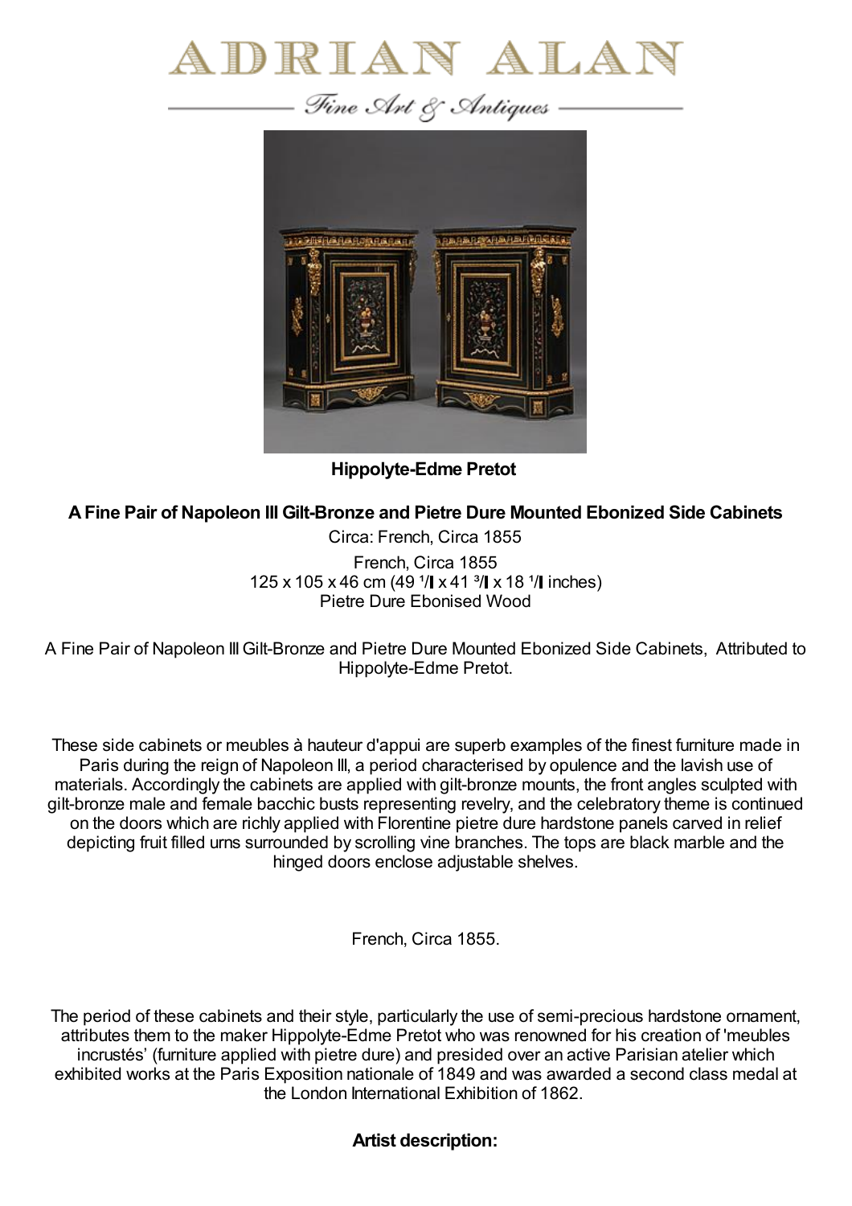# ADRIAN ALAN

*Fine Art & Antiques*

**Hippolyte-Edme Pretot**

**A Fine Pair of Napoleon III Gilt-Bronze and Pietre Dure Mounted Ebonized Side Cabinets**

Circa: French, Circa 1855

French, Circa 1855
125 x 105 x 46 cm (49 ¹/ x 41 ³/ x 18 ¹/ inches)
Pietre Dure Ebonised Wood

A Fine Pair of Napoleon III Gilt-Bronze and Pietre Dure Mounted Ebonized Side Cabinets, Attributed to Hippolyte-Edme Pretot.

These side cabinets or meubles à hauteur d'appui are superb examples of the finest furniture made in Paris during the reign of Napoleon III, a period characterised by opulence and the lavish use of materials. Accordingly the cabinets are applied with gilt-bronze mounts, the front angles sculpted with gilt-bronze male and female bacchic busts representing revelry, and the celebratory theme is continued on the doors which are richly applied with Florentine pietre dure hardstone panels carved in relief depicting fruit filled urns surrounded by scrolling vine branches. The tops are black marble and the hinged doors enclose adjustable shelves.

French, Circa 1855.

The period of these cabinets and their style, particularly the use of semi-precious hardstone ornament, attributes them to the maker Hippolyte-Edme Pretot who was renowned for his creation of 'meubles incrustés' (furniture applied with pietre dure) and presided over an active Parisian atelier which exhibited works at the Paris Exposition nationale of 1849 and was awarded a second class medal at the London International Exhibition of 1862.

**Artist description:**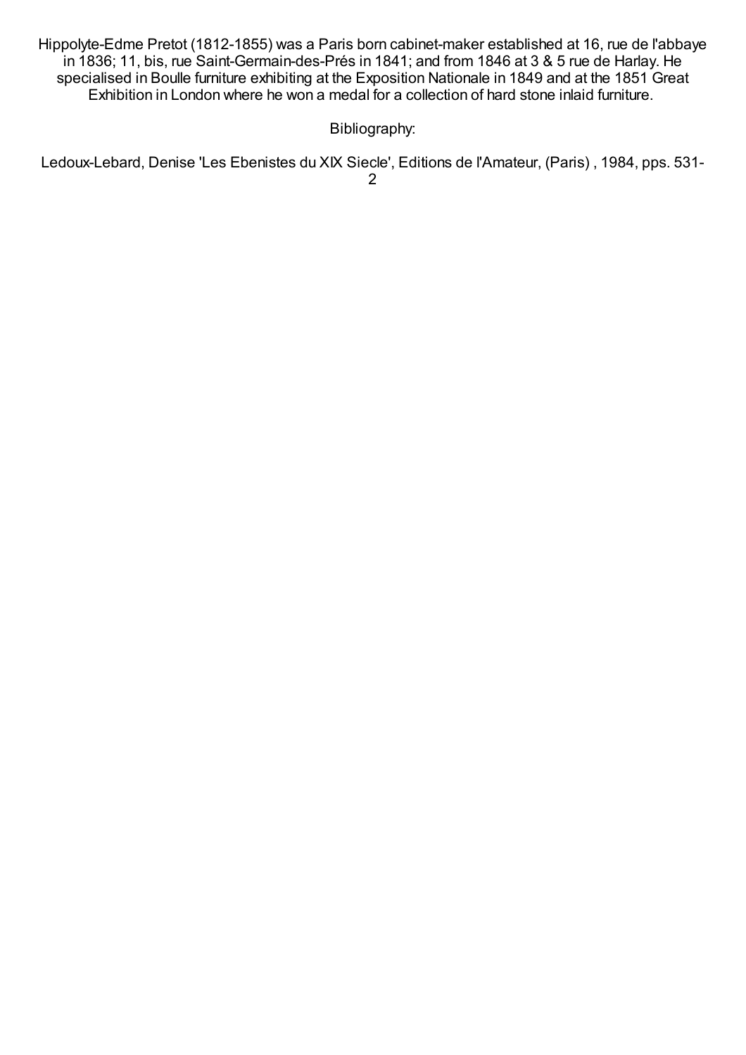Hippolyte-Edme Pretot (1812-1855) was a Paris born cabinet-maker established at 16, rue de l'abbaye in 1836; 11, bis, rue Saint-Germain-des-Prés in 1841; and from 1846 at 3 & 5 rue de Harlay. He specialised in Boulle furniture exhibiting at the Exposition Nationale in 1849 and at the 1851 Great Exhibition in London where he won a medal for a collection of hard stone inlaid furniture.

Bibliography:

Ledoux-Lebard, Denise 'Les Ebenistes du XIX Siecle', Editions de l'Amateur, (Paris) , 1984, pps. 531-2